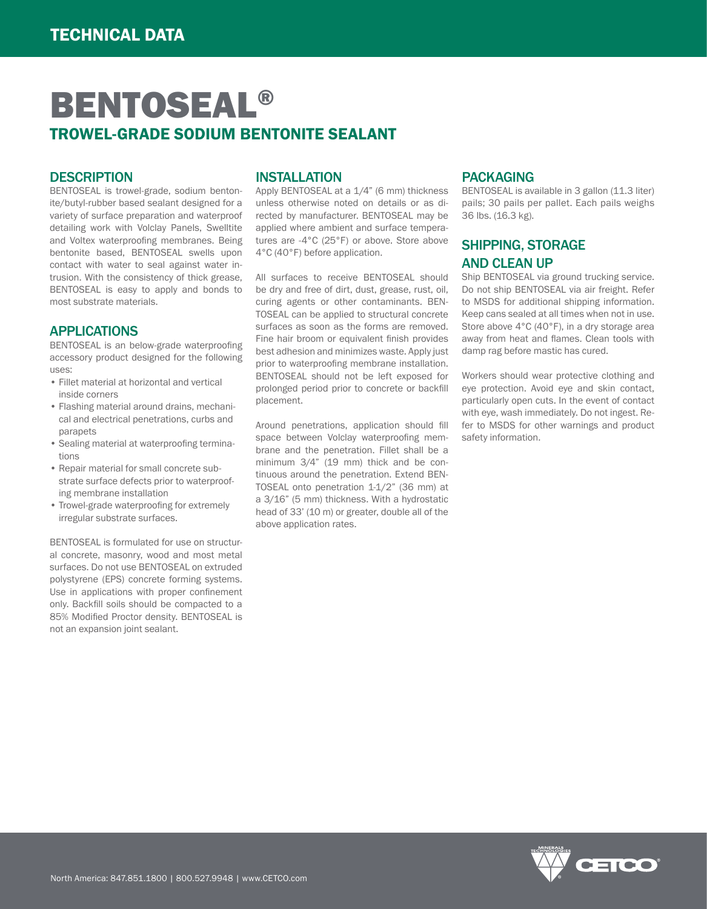TECHNICAL DATA

# BENTOSEAL®

## TROWEL-GRADE SODIUM BENTONITE SEALANT

### DESCRIPTION

BENTOSEAL is trowel-grade, sodium bentonite/butyl-rubber based sealant designed for a variety of surface preparation and waterproof detailing work with Volclay Panels, Swelltite and Voltex waterproofing membranes. Being bentonite based, BENTOSEAL swells upon contact with water to seal against water intrusion. With the consistency of thick grease, BENTOSEAL is easy to apply and bonds to most substrate materials.

### APPLICATIONS

BENTOSEAL is an below-grade waterproofing accessory product designed for the following uses:

- Fillet material at horizontal and vertical inside corners
- Flashing material around drains, mechanical and electrical penetrations, curbs and parapets
- Sealing material at waterproofing terminations
- Repair material for small concrete substrate surface defects prior to waterproofing membrane installation
- Trowel-grade waterproofing for extremely irregular substrate surfaces.

BENTOSEAL is formulated for use on structural concrete, masonry, wood and most metal surfaces. Do not use BENTOSEAL on extruded polystyrene (EPS) concrete forming systems. Use in applications with proper confinement only. Backfill soils should be compacted to a 85% Modified Proctor density. BENTOSEAL is not an expansion joint sealant.

### INSTALLATION

Apply BENTOSEAL at a 1/4" (6 mm) thickness unless otherwise noted on details or as directed by manufacturer. BENTOSEAL may be applied where ambient and surface temperatures are -4°C (25°F) or above. Store above 4°C (40°F) before application.

All surfaces to receive BENTOSEAL should be dry and free of dirt, dust, grease, rust, oil, curing agents or other contaminants. BENTOSEAL can be applied to structural concrete surfaces as soon as the forms are removed. Fine hair broom or equivalent finish provides best adhesion and minimizes waste. Apply just prior to waterproofing membrane installation. BENTOSEAL should not be left exposed for prolonged period prior to concrete or backfill placement.

Around penetrations, application should fill space between Volclay waterproofing membrane and the penetration. Fillet shall be a minimum 3/4" (19 mm) thick and be continuous around the penetration. Extend BENTOSEAL onto penetration 1-1/2" (36 mm) at a 3/16" (5 mm) thickness. With a hydrostatic head of 33' (10 m) or greater, double all of the above application rates.

### PACKAGING

BENTOSEAL is available in 3 gallon (11.3 liter) pails; 30 pails per pallet. Each pails weighs 36 lbs. (16.3 kg).

### SHIPPING, STORAGE AND CLEAN UP

Ship BENTOSEAL via ground trucking service. Do not ship BENTOSEAL via air freight. Refer to MSDS for additional shipping information. Keep cans sealed at all times when not in use. Store above 4°C (40°F), in a dry storage area away from heat and flames. Clean tools with damp rag before mastic has cured.

Workers should wear protective clothing and eye protection. Avoid eye and skin contact, particularly open cuts. In the event of contact with eye, wash immediately. Do not ingest. Refer to MSDS for other warnings and product safety information.

North America: 847.851.1800 | 800.527.9948 | www.CETCO.com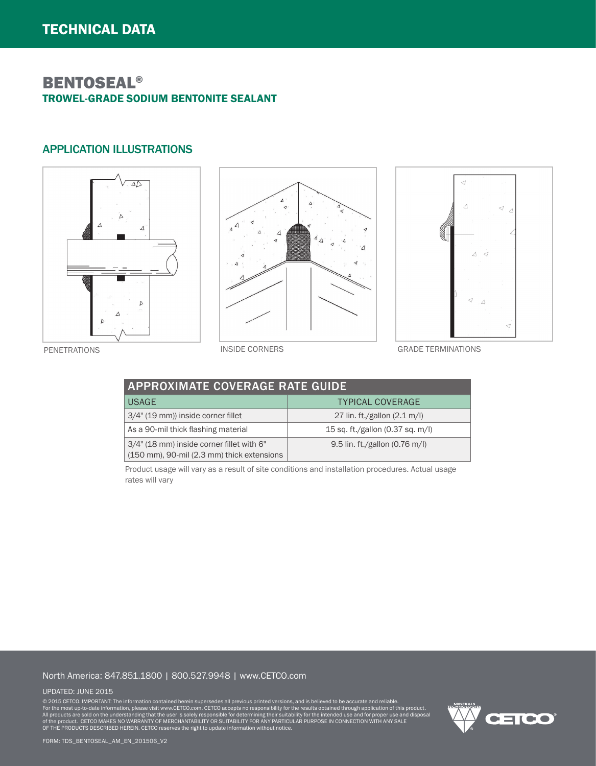# TECHNICAL DATA

## BENTOSEAL®

### TROWEL-GRADE SODIUM BENTONITE SEALANT

### APPLICATION ILLUSTRATIONS

PENETRATIONS

INSIDE CORNERS

GRADE TERMINATIONS

| APPROXIMATE COVERAGE RATE GUIDE | |
|---|---|
| USAGE | TYPICAL COVERAGE |
| 3/4" (19 mm)) inside corner fillet | 27 lin. ft./gallon (2.1 m/l) |
| As a 90-mil thick flashing material | 15 sq. ft./gallon (0.37 sq. m/l) |
| 3/4" (18 mm) inside corner fillet with 6" (150 mm), 90-mil (2.3 mm) thick extensions | 9.5 lin. ft./gallon (0.76 m/l) |

Product usage will vary as a result of site conditions and installation procedures. Actual usage rates will vary

North America: 847.851.1800 | 800.527.9948 | www.CETCO.com

UPDATED: JUNE 2015

© 2015 CETCO. IMPORTANT: The information contained herein supersedes all previous printed versions, and is believed to be accurate and reliable. For the most up-to-date information, please visit www.CETCO.com. CETCO accepts no responsibility for the results obtained through application of this product. All products are sold on the understanding that the user is solely responsible for determining their suitability for the intended use and for proper use and disposal of the product. CETCO MAKES NO WARRANTY OF MERCHANTABILITY OR SUITABILITY FOR ANY PARTICULAR PURPOSE IN CONNECTION WITH ANY SALE OF THE PRODUCTS DESCRIBED HEREIN. CETCO reserves the right to update information without notice.

FORM: TDS_BENTOSEAL_AM_EN_201506_V2